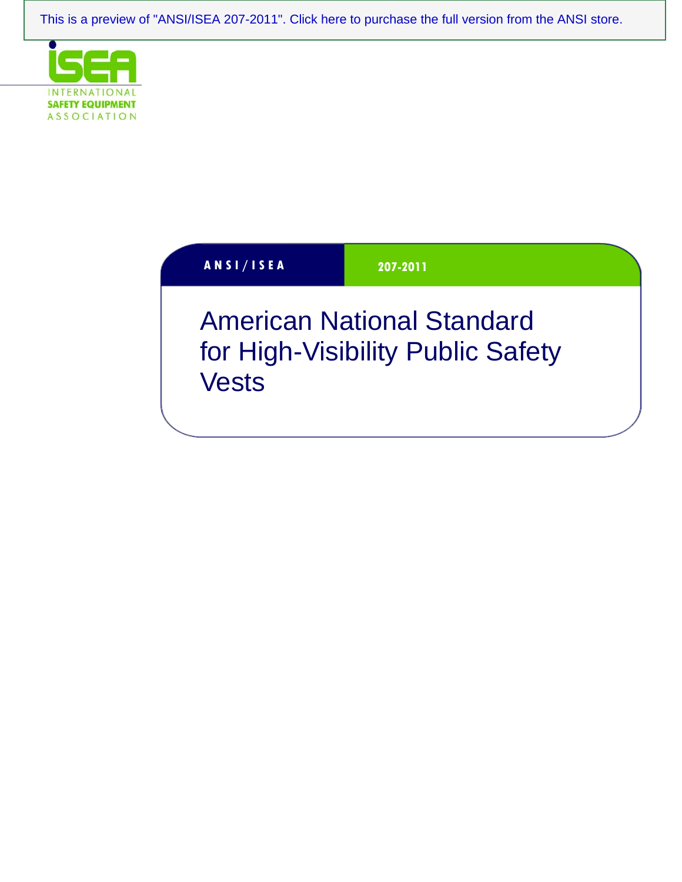This is a preview of "ANSI/ISEA 207-2011". Click here to purchase the full version from the ANSI store.

INTERNATIONAL
SAFETY EQUIPMENT
ASSOCIATION

ANSI/ISEA 207-2011

# American National Standard for High-Visibility Public Safety Vests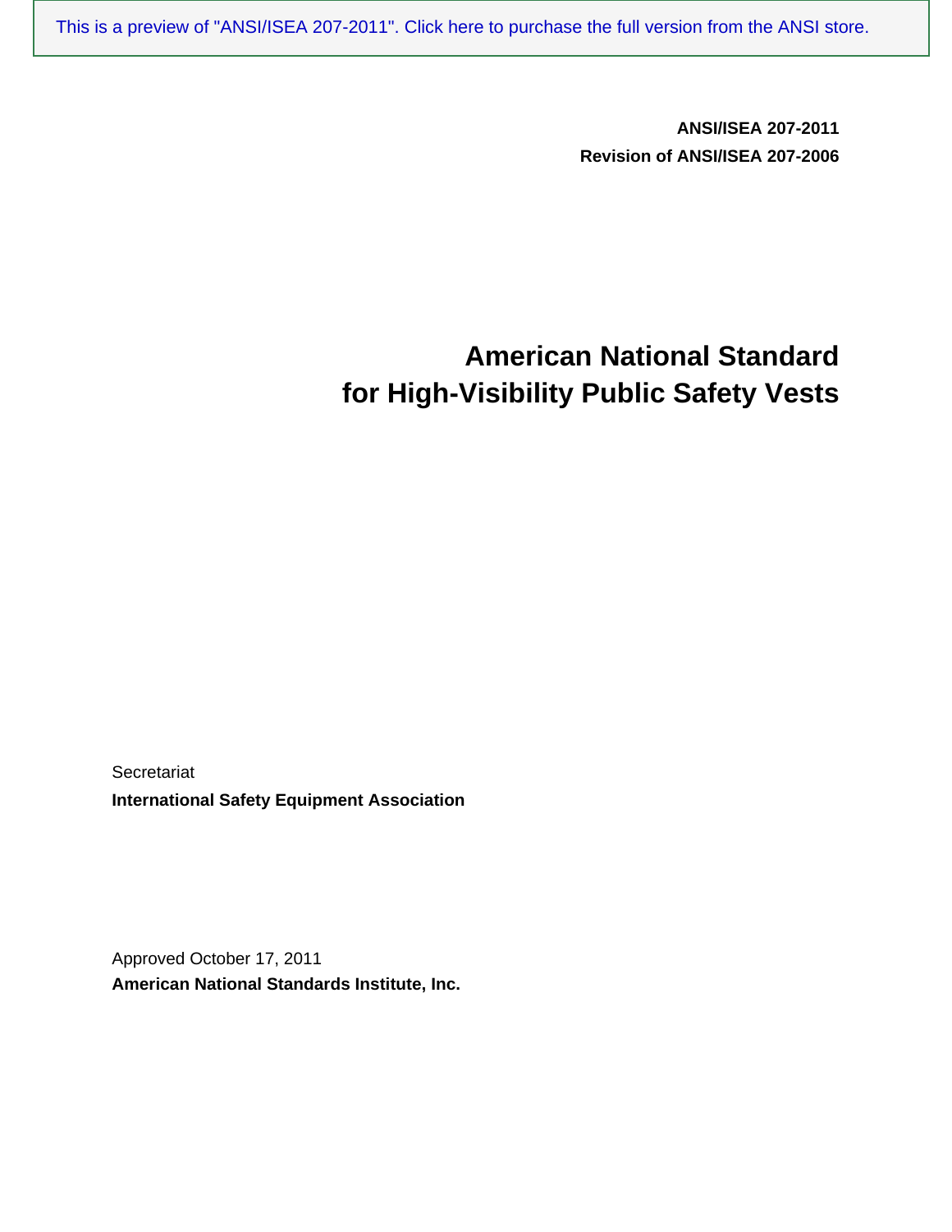**ANSI/ISEA 207-2011**
**Revision of ANSI/ISEA 207-2006**

# American National Standard for High-Visibility Public Safety Vests

Secretariat

**International Safety Equipment Association**

Approved October 17, 2011

**American National Standards Institute, Inc.**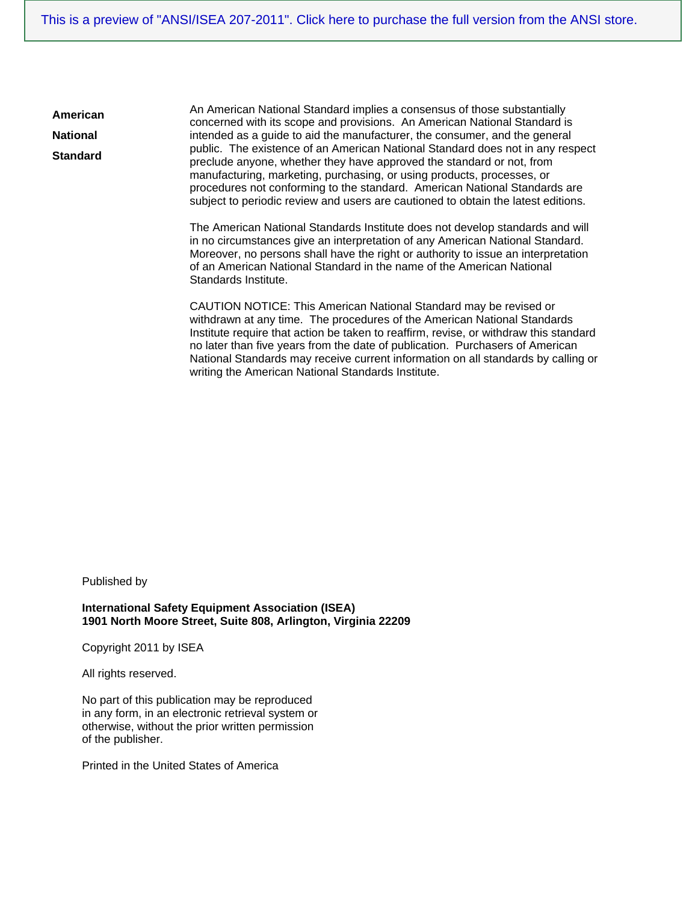This is a preview of "ANSI/ISEA 207-2011". Click here to purchase the full version from the ANSI store.

**American National Standard**

An American National Standard implies a consensus of those substantially concerned with its scope and provisions. An American National Standard is intended as a guide to aid the manufacturer, the consumer, and the general public. The existence of an American National Standard does not in any respect preclude anyone, whether they have approved the standard or not, from manufacturing, marketing, purchasing, or using products, processes, or procedures not conforming to the standard. American National Standards are subject to periodic review and users are cautioned to obtain the latest editions.

The American National Standards Institute does not develop standards and will in no circumstances give an interpretation of any American National Standard. Moreover, no persons shall have the right or authority to issue an interpretation of an American National Standard in the name of the American National Standards Institute.

CAUTION NOTICE: This American National Standard may be revised or withdrawn at any time. The procedures of the American National Standards Institute require that action be taken to reaffirm, revise, or withdraw this standard no later than five years from the date of publication. Purchasers of American National Standards may receive current information on all standards by calling or writing the American National Standards Institute.

Published by

**International Safety Equipment Association (ISEA)**
**1901 North Moore Street, Suite 808, Arlington, Virginia 22209**

Copyright 2011 by ISEA

All rights reserved.

No part of this publication may be reproduced in any form, in an electronic retrieval system or otherwise, without the prior written permission of the publisher.

Printed in the United States of America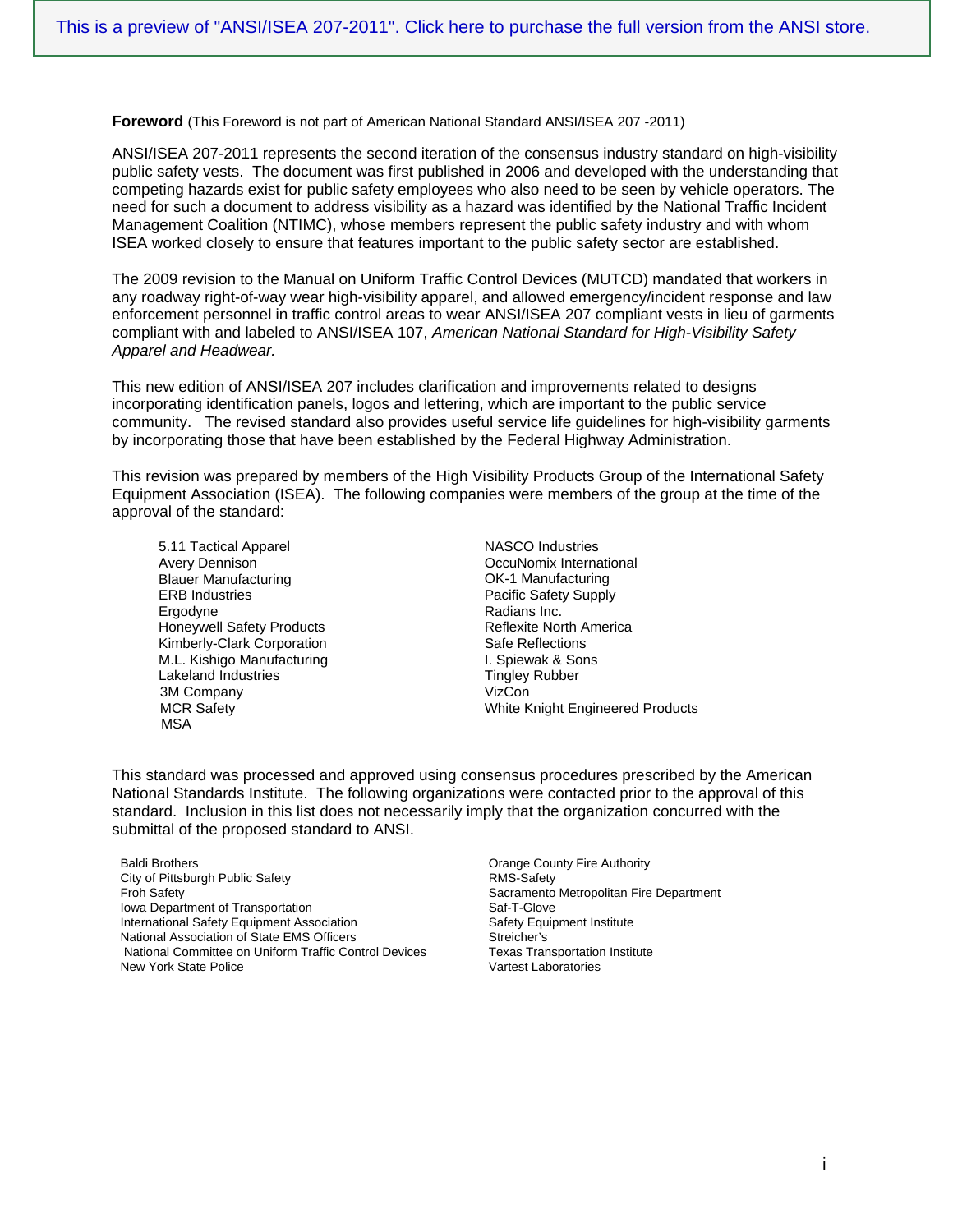This is a preview of "ANSI/ISEA 207-2011". Click here to purchase the full version from the ANSI store.

**Foreword** (This Foreword is not part of American National Standard ANSI/ISEA 207 -2011)

ANSI/ISEA 207-2011 represents the second iteration of the consensus industry standard on high-visibility public safety vests. The document was first published in 2006 and developed with the understanding that competing hazards exist for public safety employees who also need to be seen by vehicle operators. The need for such a document to address visibility as a hazard was identified by the National Traffic Incident Management Coalition (NTIMC), whose members represent the public safety industry and with whom ISEA worked closely to ensure that features important to the public safety sector are established.

The 2009 revision to the Manual on Uniform Traffic Control Devices (MUTCD) mandated that workers in any roadway right-of-way wear high-visibility apparel, and allowed emergency/incident response and law enforcement personnel in traffic control areas to wear ANSI/ISEA 207 compliant vests in lieu of garments compliant with and labeled to ANSI/ISEA 107, *American National Standard for High-Visibility Safety Apparel and Headwear.*

This new edition of ANSI/ISEA 207 includes clarification and improvements related to designs incorporating identification panels, logos and lettering, which are important to the public service community. The revised standard also provides useful service life guidelines for high-visibility garments by incorporating those that have been established by the Federal Highway Administration.

This revision was prepared by members of the High Visibility Products Group of the International Safety Equipment Association (ISEA). The following companies were members of the group at the time of the approval of the standard:

- 5.11 Tactical Apparel
- Avery Dennison
- Blauer Manufacturing
- ERB Industries
- Ergodyne
- Honeywell Safety Products
- Kimberly-Clark Corporation
- M.L. Kishigo Manufacturing
- Lakeland Industries
- 3M Company
- MCR Safety
- MSA
- NASCO Industries
- OccuNomix International
- OK-1 Manufacturing
- Pacific Safety Supply
- Radians Inc.
- Reflexite North America
- Safe Reflections
- I. Spiewak & Sons
- Tingley Rubber
- VizCon
- White Knight Engineered Products

This standard was processed and approved using consensus procedures prescribed by the American National Standards Institute. The following organizations were contacted prior to the approval of this standard. Inclusion in this list does not necessarily imply that the organization concurred with the submittal of the proposed standard to ANSI.

- Baldi Brothers
- City of Pittsburgh Public Safety
- Froh Safety
- Iowa Department of Transportation
- International Safety Equipment Association
- National Association of State EMS Officers
- National Committee on Uniform Traffic Control Devices
- New York State Police
- Orange County Fire Authority
- RMS-Safety
- Sacramento Metropolitan Fire Department
- Saf-T-Glove
- Safety Equipment Institute
- Streicher's
- Texas Transportation Institute
- Vartest Laboratories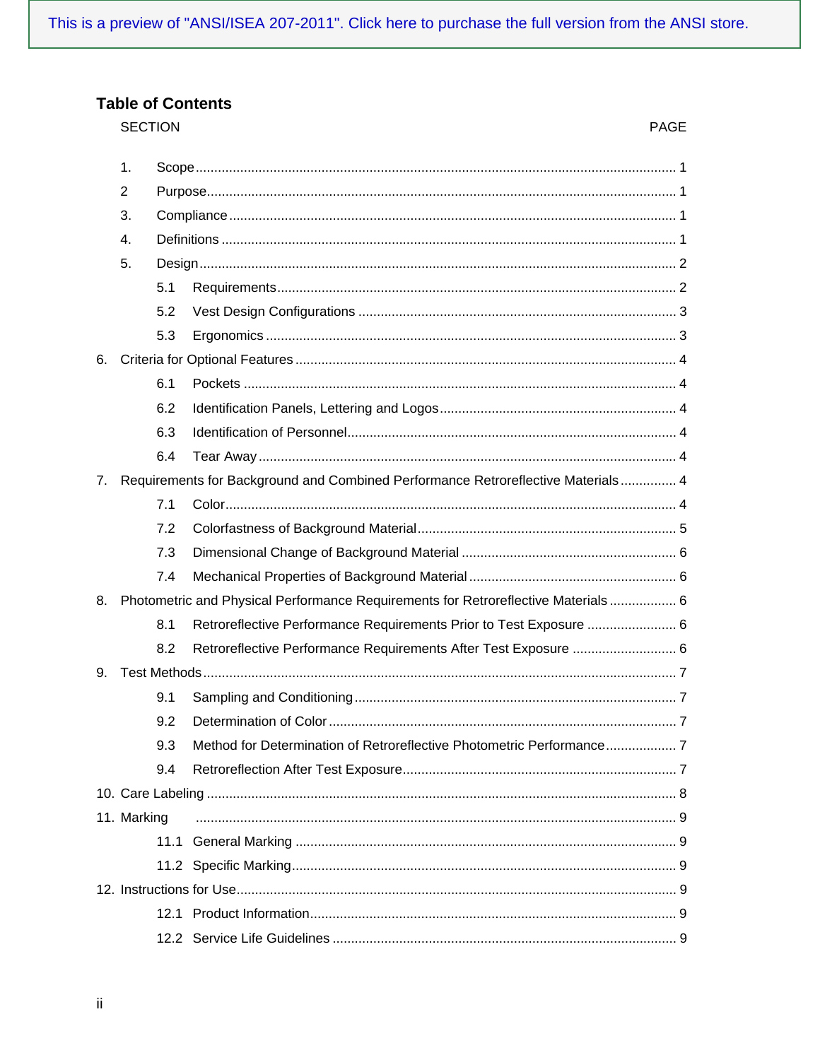This is a preview of "ANSI/ISEA 207-2011". Click here to purchase the full version from the ANSI store.

## Table of Contents

| SECTION | | PAGE |
|---|---|---|
| 1. | Scope | 1 |
| 2 | Purpose | 1 |
| 3. | Compliance | 1 |
| 4. | Definitions | 1 |
| 5. | Design | 2 |
| 5.1 | Requirements | 2 |
| 5.2 | Vest Design Configurations | 3 |
| 5.3 | Ergonomics | 3 |
| 6. | Criteria for Optional Features | 4 |
| 6.1 | Pockets | 4 |
| 6.2 | Identification Panels, Lettering and Logos | 4 |
| 6.3 | Identification of Personnel | 4 |
| 6.4 | Tear Away | 4 |
| 7. | Requirements for Background and Combined Performance Retroreflective Materials | 4 |
| 7.1 | Color | 4 |
| 7.2 | Colorfastness of Background Material | 5 |
| 7.3 | Dimensional Change of Background Material | 6 |
| 7.4 | Mechanical Properties of Background Material | 6 |
| 8. | Photometric and Physical Performance Requirements for Retroreflective Materials | 6 |
| 8.1 | Retroreflective Performance Requirements Prior to Test Exposure | 6 |
| 8.2 | Retroreflective Performance Requirements After Test Exposure | 6 |
| 9. | Test Methods | 7 |
| 9.1 | Sampling and Conditioning | 7 |
| 9.2 | Determination of Color | 7 |
| 9.3 | Method for Determination of Retroreflective Photometric Performance | 7 |
| 9.4 | Retroreflection After Test Exposure | 7 |
| 10. | Care Labeling | 8 |
| 11. | Marking | 9 |
| 11.1 | General Marking | 9 |
| 11.2 | Specific Marking | 9 |
| 12. | Instructions for Use | 9 |
| 12.1 | Product Information | 9 |
| 12.2 | Service Life Guidelines | 9 |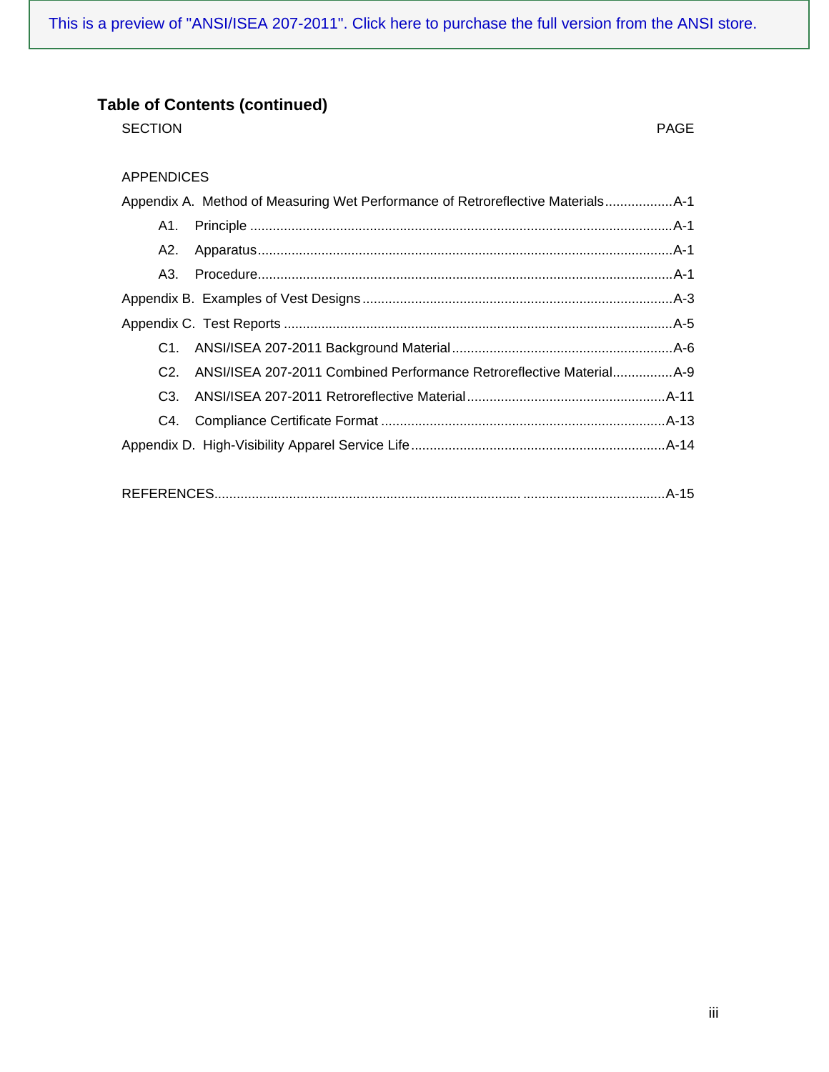## Table of Contents (continued)

| SECTION | PAGE |
|---|---|
| APPENDICES | |
| Appendix A. Method of Measuring Wet Performance of Retroreflective Materials | A-1 |
| A1. Principle | A-1 |
| A2. Apparatus | A-1 |
| A3. Procedure | A-1 |
| Appendix B. Examples of Vest Designs | A-3 |
| Appendix C. Test Reports | A-5 |
| C1. ANSI/ISEA 207-2011 Background Material | A-6 |
| C2. ANSI/ISEA 207-2011 Combined Performance Retroreflective Material | A-9 |
| C3. ANSI/ISEA 207-2011 Retroreflective Material | A-11 |
| C4. Compliance Certificate Format | A-13 |
| Appendix D. High-Visibility Apparel Service Life | A-14 |
| REFERENCES | A-15 |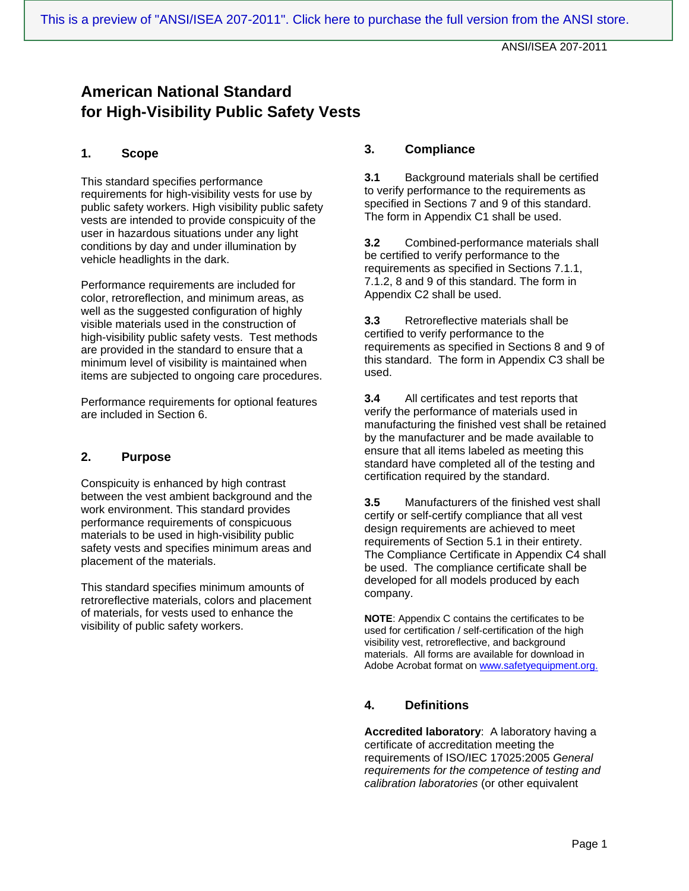# American National Standard for High-Visibility Public Safety Vests

## 1. Scope

This standard specifies performance requirements for high-visibility vests for use by public safety workers. High visibility public safety vests are intended to provide conspicuity of the user in hazardous situations under any light conditions by day and under illumination by vehicle headlights in the dark.

Performance requirements are included for color, retroreflection, and minimum areas, as well as the suggested configuration of highly visible materials used in the construction of high-visibility public safety vests. Test methods are provided in the standard to ensure that a minimum level of visibility is maintained when items are subjected to ongoing care procedures.

Performance requirements for optional features are included in Section 6.

## 2. Purpose

Conspicuity is enhanced by high contrast between the vest ambient background and the work environment. This standard provides performance requirements of conspicuous materials to be used in high-visibility public safety vests and specifies minimum areas and placement of the materials.

This standard specifies minimum amounts of retroreflective materials, colors and placement of materials, for vests used to enhance the visibility of public safety workers.

## 3. Compliance

**3.1** Background materials shall be certified to verify performance to the requirements as specified in Sections 7 and 9 of this standard. The form in Appendix C1 shall be used.

**3.2** Combined-performance materials shall be certified to verify performance to the requirements as specified in Sections 7.1.1, 7.1.2, 8 and 9 of this standard. The form in Appendix C2 shall be used.

**3.3** Retroreflective materials shall be certified to verify performance to the requirements as specified in Sections 8 and 9 of this standard. The form in Appendix C3 shall be used.

**3.4** All certificates and test reports that verify the performance of materials used in manufacturing the finished vest shall be retained by the manufacturer and be made available to ensure that all items labeled as meeting this standard have completed all of the testing and certification required by the standard.

**3.5** Manufacturers of the finished vest shall certify or self-certify compliance that all vest design requirements are achieved to meet requirements of Section 5.1 in their entirety. The Compliance Certificate in Appendix C4 shall be used. The compliance certificate shall be developed for all models produced by each company.

**NOTE**: Appendix C contains the certificates to be used for certification / self-certification of the high visibility vest, retroreflective, and background materials. All forms are available for download in Adobe Acrobat format on www.safetyequipment.org.

## 4. Definitions

**Accredited laboratory**: A laboratory having a certificate of accreditation meeting the requirements of ISO/IEC 17025:2005 *General requirements for the competence of testing and calibration laboratories* (or other equivalent